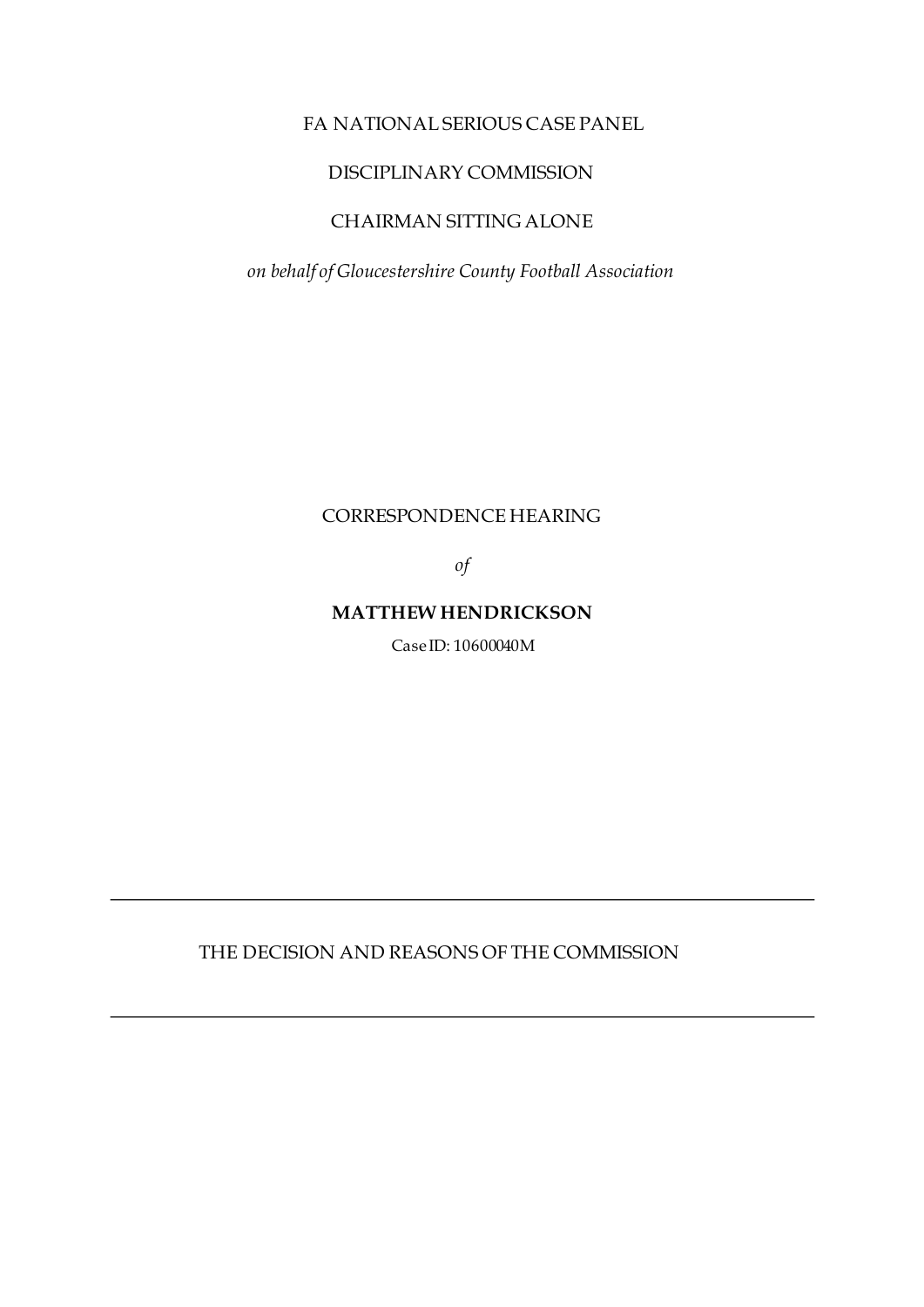FA NATIONAL SERIOUS CASE PANEL

DISCIPLINARY COMMISSION

CHAIRMAN SITTING ALONE

*on behalf of Gloucestershire County Football Association*

CORRESPONDENCE HEARING

*of*

**MATTHEW HENDRICKSON**

Case ID: 10600040M

---

THE DECISION AND REASONS OF THE COMMISSION

---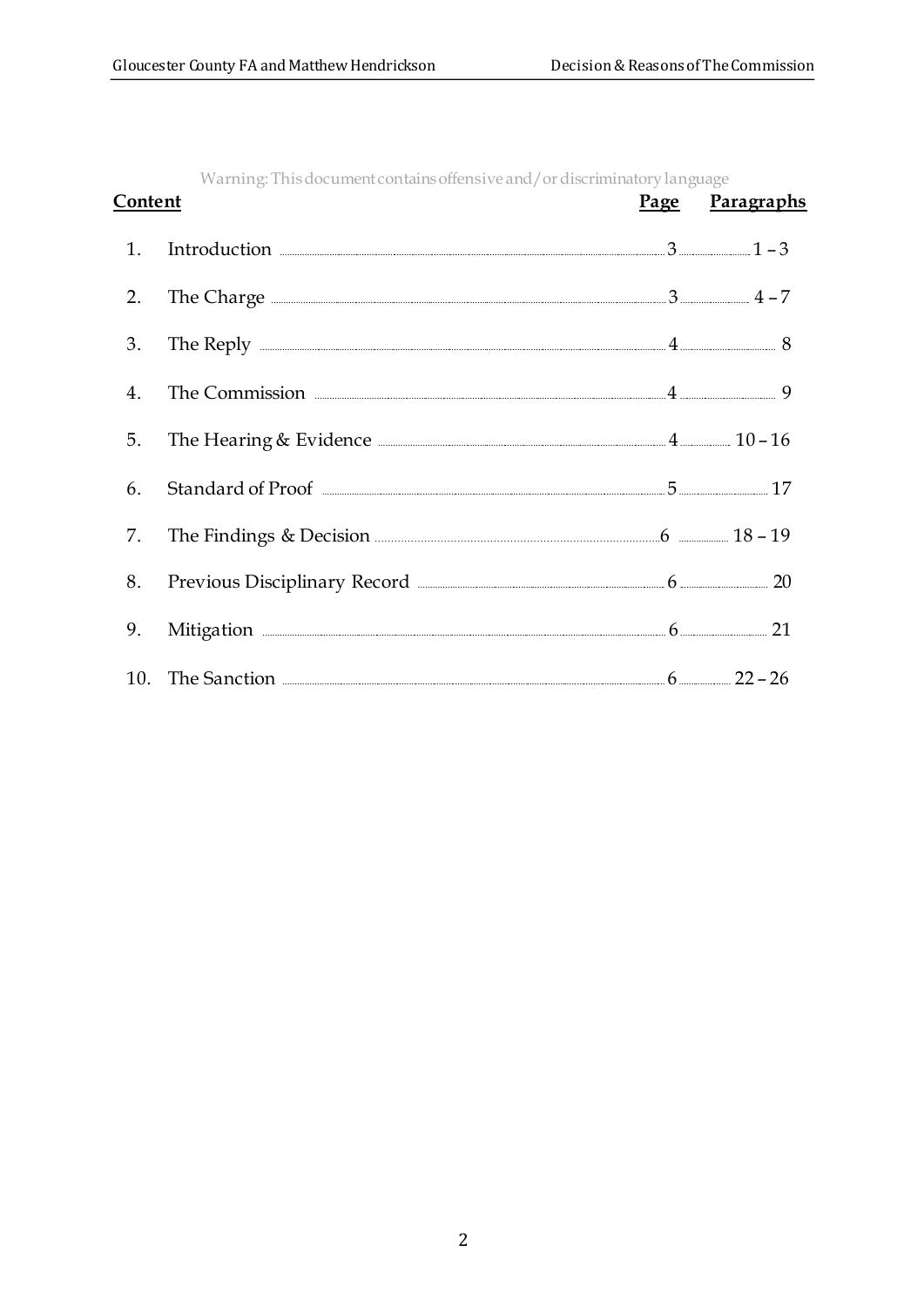Warning: This document contains offensive and/or discriminatory language

| **Content** | | **Page** | **Paragraphs** |
|---|---|---|---|
| 1. | Introduction | 3 | 1 – 3 |
| 2. | The Charge | 3 | 4 – 7 |
| 3. | The Reply | 4 | 8 |
| 4. | The Commission | 4 | 9 |
| 5. | The Hearing & Evidence | 4 | 10 – 16 |
| 6. | Standard of Proof | 5 | 17 |
| 7. | The Findings & Decision | 6 | 18 – 19 |
| 8. | Previous Disciplinary Record | 6 | 20 |
| 9. | Mitigation | 6 | 21 |
| 10. | The Sanction | 6 | 22 – 26 |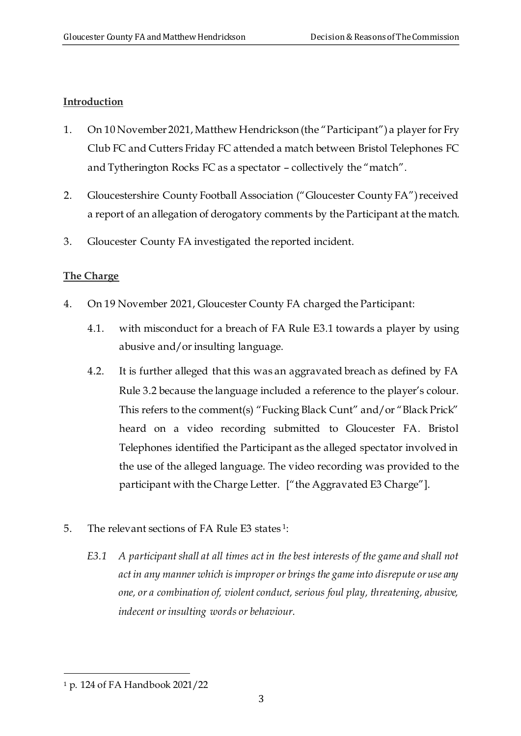## Introduction

1. On 10 November 2021, Matthew Hendrickson (the "Participant") a player for Fry Club FC and Cutters Friday FC attended a match between Bristol Telephones FC and Tytherington Rocks FC as a spectator – collectively the "match".

2. Gloucestershire County Football Association ("Gloucester County FA") received a report of an allegation of derogatory comments by the Participant at the match.

3. Gloucester County FA investigated the reported incident.

## The Charge

4. On 19 November 2021, Gloucester County FA charged the Participant:

   4.1. with misconduct for a breach of FA Rule E3.1 towards a player by using abusive and/or insulting language.

   4.2. It is further alleged that this was an aggravated breach as defined by FA Rule 3.2 because the language included a reference to the player's colour. This refers to the comment(s) "Fucking Black Cunt" and/or "Black Prick" heard on a video recording submitted to Gloucester FA. Bristol Telephones identified the Participant as the alleged spectator involved in the use of the alleged language. The video recording was provided to the participant with the Charge Letter. ["the Aggravated E3 Charge"].

5. The relevant sections of FA Rule E3 states[1]:

   *E3.1 A participant shall at all times act in the best interests of the game and shall not act in any manner which is improper or brings the game into disrepute or use any one, or a combination of, violent conduct, serious foul play, threatening, abusive, indecent or insulting words or behaviour.*

---

[1] p. 124 of FA Handbook 2021/22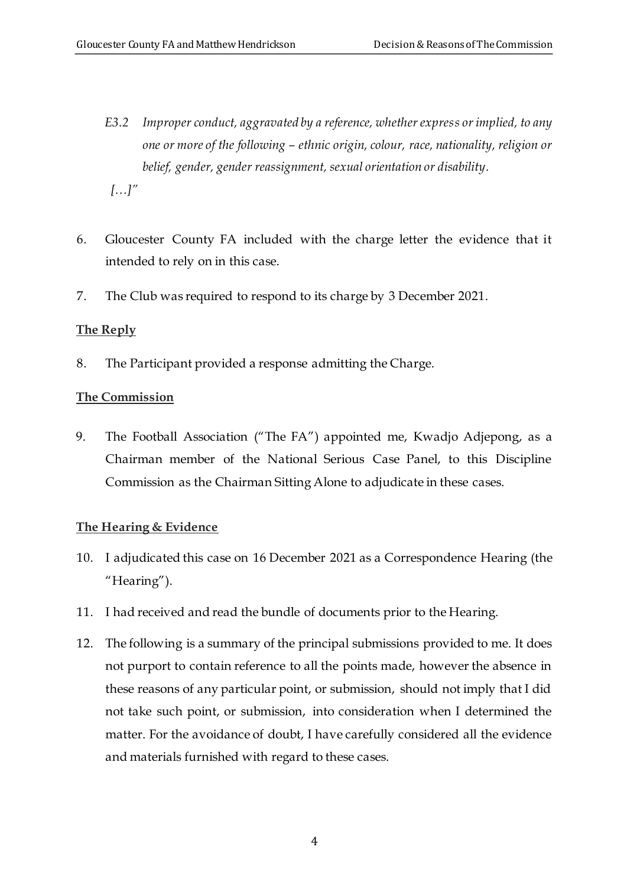> *E3.2 Improper conduct, aggravated by a reference, whether express or implied, to any one or more of the following – ethnic origin, colour, race, nationality, religion or belief, gender, gender reassignment, sexual orientation or disability.*
>
> *[…]"*

6. Gloucester County FA included with the charge letter the evidence that it intended to rely on in this case.

7. The Club was required to respond to its charge by 3 December 2021.

**The Reply**

8. The Participant provided a response admitting the Charge.

**The Commission**

9. The Football Association ("The FA") appointed me, Kwadjo Adjepong, as a Chairman member of the National Serious Case Panel, to this Discipline Commission as the Chairman Sitting Alone to adjudicate in these cases.

**The Hearing & Evidence**

10. I adjudicated this case on 16 December 2021 as a Correspondence Hearing (the "Hearing").

11. I had received and read the bundle of documents prior to the Hearing.

12. The following is a summary of the principal submissions provided to me. It does not purport to contain reference to all the points made, however the absence in these reasons of any particular point, or submission, should not imply that I did not take such point, or submission, into consideration when I determined the matter. For the avoidance of doubt, I have carefully considered all the evidence and materials furnished with regard to these cases.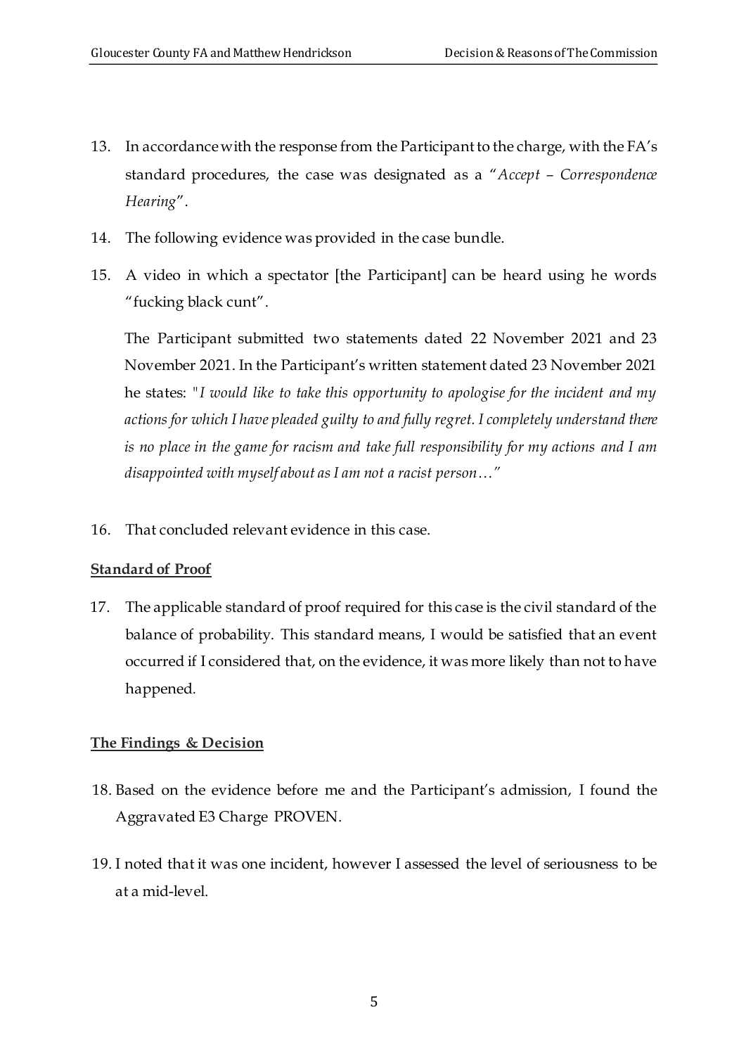13. In accordance with the response from the Participant to the charge, with the FA's standard procedures, the case was designated as a "*Accept – Correspondence Hearing*".

14. The following evidence was provided in the case bundle.

15. A video in which a spectator [the Participant] can be heard using he words "fucking black cunt".

    The Participant submitted two statements dated 22 November 2021 and 23 November 2021. In the Participant's written statement dated 23 November 2021 he states: "*I would like to take this opportunity to apologise for the incident and my actions for which I have pleaded guilty to and fully regret. I completely understand there is no place in the game for racism and take full responsibility for my actions and I am disappointed with myself about as I am not a racist person…*"

16. That concluded relevant evidence in this case.

**Standard of Proof**

17. The applicable standard of proof required for this case is the civil standard of the balance of probability. This standard means, I would be satisfied that an event occurred if I considered that, on the evidence, it was more likely than not to have happened.

**The Findings & Decision**

18. Based on the evidence before me and the Participant's admission, I found the Aggravated E3 Charge PROVEN.

19. I noted that it was one incident, however I assessed the level of seriousness to be at a mid-level.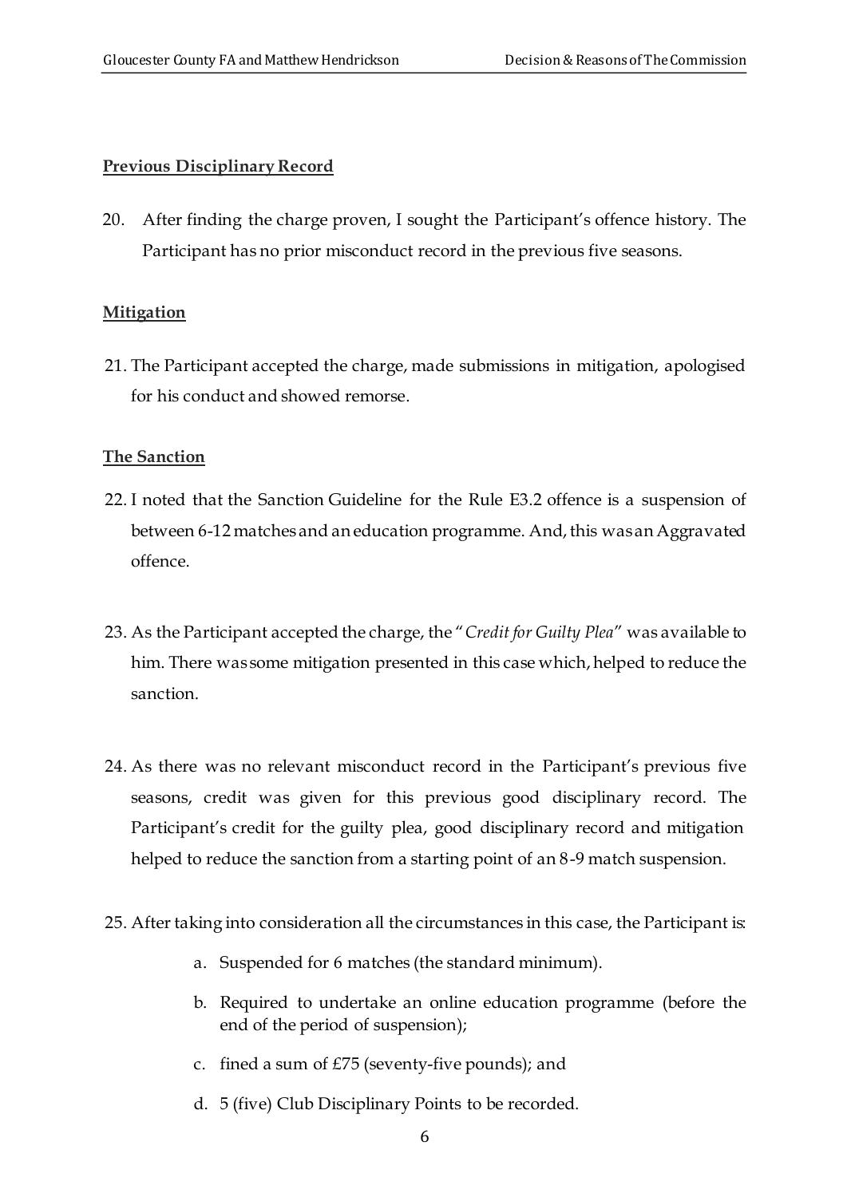**Previous Disciplinary Record**

20. After finding the charge proven, I sought the Participant's offence history. The Participant has no prior misconduct record in the previous five seasons.

**Mitigation**

21. The Participant accepted the charge, made submissions in mitigation, apologised for his conduct and showed remorse.

**The Sanction**

22. I noted that the Sanction Guideline for the Rule E3.2 offence is a suspension of between 6-12 matches and an education programme. And, this was an Aggravated offence.

23. As the Participant accepted the charge, the "*Credit for Guilty Plea*" was available to him. There was some mitigation presented in this case which, helped to reduce the sanction.

24. As there was no relevant misconduct record in the Participant's previous five seasons, credit was given for this previous good disciplinary record. The Participant's credit for the guilty plea, good disciplinary record and mitigation helped to reduce the sanction from a starting point of an 8-9 match suspension.

25. After taking into consideration all the circumstances in this case, the Participant is:

    a. Suspended for 6 matches (the standard minimum).

    b. Required to undertake an online education programme (before the end of the period of suspension);

    c. fined a sum of £75 (seventy-five pounds); and

    d. 5 (five) Club Disciplinary Points to be recorded.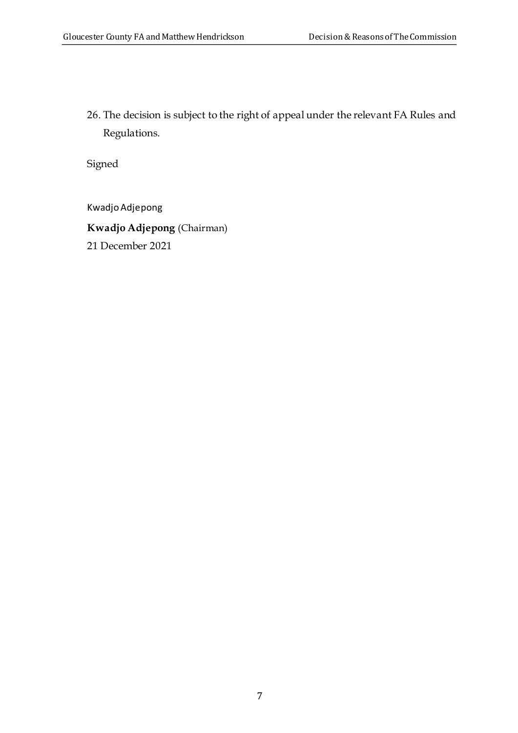26. The decision is subject to the right of appeal under the relevant FA Rules and Regulations.

Signed

Kwadjo Adjepong

**Kwadjo Adjepong** (Chairman)

21 December 2021